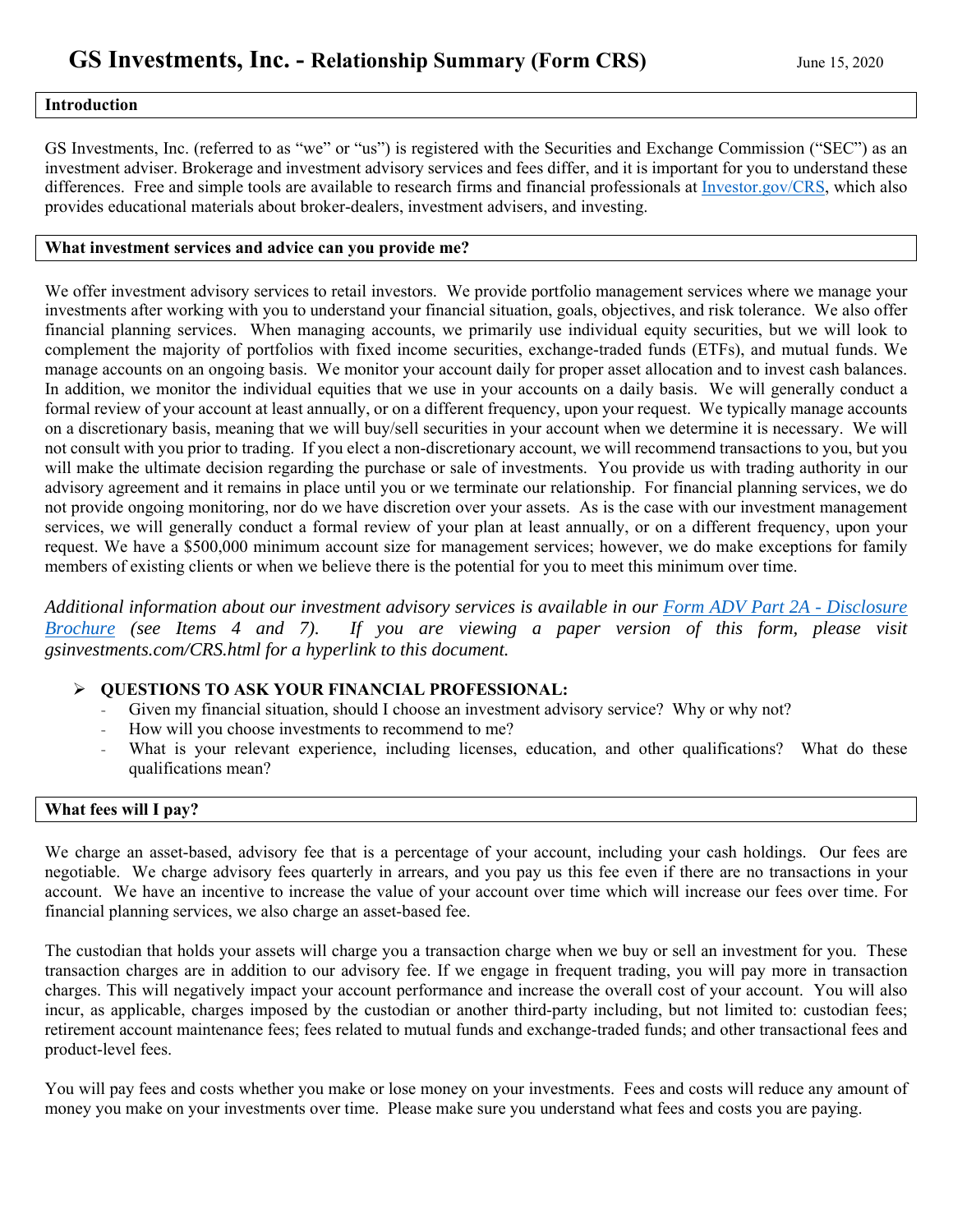# GS Investments, Inc. - Relationship Summary (Form CRS)

June 15, 2020

## Introduction

GS Investments, Inc. (referred to as "we" or "us") is registered with the Securities and Exchange Commission ("SEC") as an investment adviser. Brokerage and investment advisory services and fees differ, and it is important for you to understand these differences. Free and simple tools are available to research firms and financial professionals at [Investor.gov/CRS](Investor.gov/CRS), which also provides educational materials about broker-dealers, investment advisers, and investing.

## What investment services and advice can you provide me?

We offer investment advisory services to retail investors. We provide portfolio management services where we manage your investments after working with you to understand your financial situation, goals, objectives, and risk tolerance. We also offer financial planning services. When managing accounts, we primarily use individual equity securities, but we will look to complement the majority of portfolios with fixed income securities, exchange-traded funds (ETFs), and mutual funds. We manage accounts on an ongoing basis. We monitor your account daily for proper asset allocation and to invest cash balances. In addition, we monitor the individual equities that we use in your accounts on a daily basis. We will generally conduct a formal review of your account at least annually, or on a different frequency, upon your request. We typically manage accounts on a discretionary basis, meaning that we will buy/sell securities in your account when we determine it is necessary. We will not consult with you prior to trading. If you elect a non-discretionary account, we will recommend transactions to you, but you will make the ultimate decision regarding the purchase or sale of investments. You provide us with trading authority in our advisory agreement and it remains in place until you or we terminate our relationship. For financial planning services, we do not provide ongoing monitoring, nor do we have discretion over your assets. As is the case with our investment management services, we will generally conduct a formal review of your plan at least annually, or on a different frequency, upon your request. We have a $500,000 minimum account size for management services; however, we do make exceptions for family members of existing clients or when we believe there is the potential for you to meet this minimum over time.

*Additional information about our investment advisory services is available in our [Form ADV Part 2A - Disclosure Brochure](Form ADV Part 2A - Disclosure Brochure) (see Items 4 and 7). If you are viewing a paper version of this form, please visit gsinvestments.com/CRS.html for a hyperlink to this document.*

- **QUESTIONS TO ASK YOUR FINANCIAL PROFESSIONAL:**
  - Given my financial situation, should I choose an investment advisory service? Why or why not?
  - How will you choose investments to recommend to me?
  - What is your relevant experience, including licenses, education, and other qualifications? What do these qualifications mean?

## What fees will I pay?

We charge an asset-based, advisory fee that is a percentage of your account, including your cash holdings. Our fees are negotiable. We charge advisory fees quarterly in arrears, and you pay us this fee even if there are no transactions in your account. We have an incentive to increase the value of your account over time which will increase our fees over time. For financial planning services, we also charge an asset-based fee.

The custodian that holds your assets will charge you a transaction charge when we buy or sell an investment for you. These transaction charges are in addition to our advisory fee. If we engage in frequent trading, you will pay more in transaction charges. This will negatively impact your account performance and increase the overall cost of your account. You will also incur, as applicable, charges imposed by the custodian or another third-party including, but not limited to: custodian fees; retirement account maintenance fees; fees related to mutual funds and exchange-traded funds; and other transactional fees and product-level fees.

You will pay fees and costs whether you make or lose money on your investments. Fees and costs will reduce any amount of money you make on your investments over time. Please make sure you understand what fees and costs you are paying.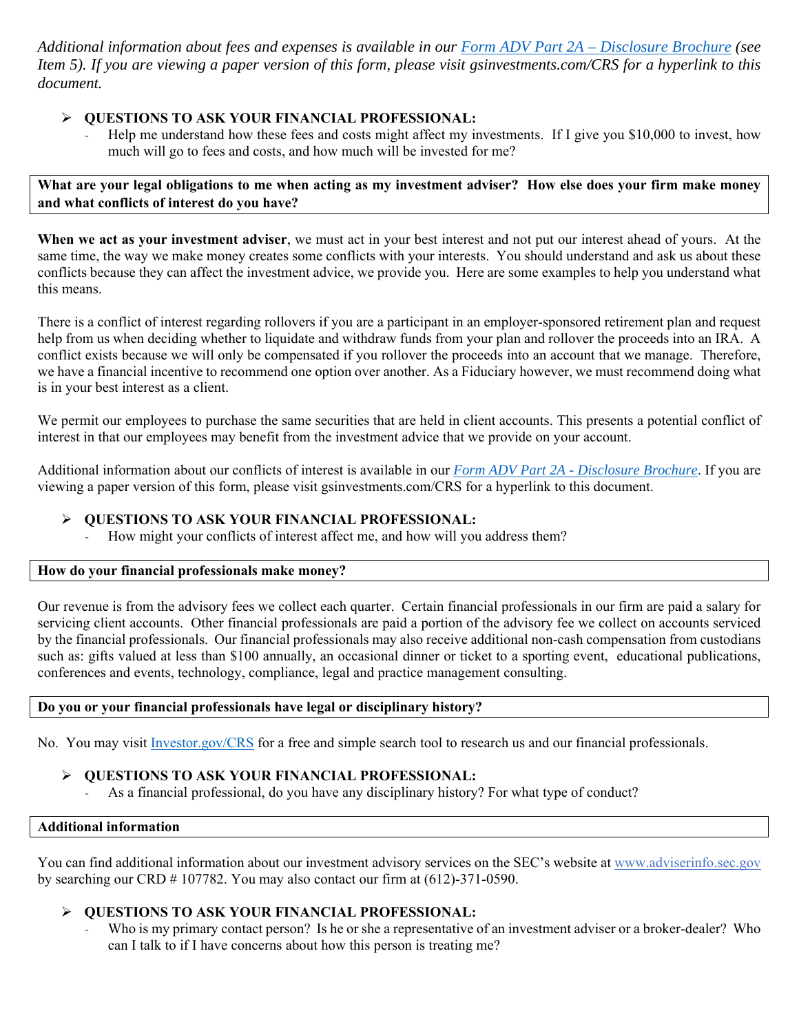*Additional information about fees and expenses is available in our [Form ADV Part 2A – Disclosure Brochure](#) (see Item 5). If you are viewing a paper version of this form, please visit gsinvestments.com/CRS for a hyperlink to this document.*

- **QUESTIONS TO ASK YOUR FINANCIAL PROFESSIONAL:**
  - Help me understand how these fees and costs might affect my investments. If I give you $10,000 to invest, how much will go to fees and costs, and how much will be invested for me?

**What are your legal obligations to me when acting as my investment adviser? How else does your firm make money and what conflicts of interest do you have?**

**When we act as your investment adviser**, we must act in your best interest and not put our interest ahead of yours. At the same time, the way we make money creates some conflicts with your interests. You should understand and ask us about these conflicts because they can affect the investment advice, we provide you. Here are some examples to help you understand what this means.

There is a conflict of interest regarding rollovers if you are a participant in an employer-sponsored retirement plan and request help from us when deciding whether to liquidate and withdraw funds from your plan and rollover the proceeds into an IRA. A conflict exists because we will only be compensated if you rollover the proceeds into an account that we manage. Therefore, we have a financial incentive to recommend one option over another. As a Fiduciary however, we must recommend doing what is in your best interest as a client.

We permit our employees to purchase the same securities that are held in client accounts. This presents a potential conflict of interest in that our employees may benefit from the investment advice that we provide on your account.

Additional information about our conflicts of interest is available in our *[Form ADV Part 2A - Disclosure Brochure](#)*. If you are viewing a paper version of this form, please visit gsinvestments.com/CRS for a hyperlink to this document.

- **QUESTIONS TO ASK YOUR FINANCIAL PROFESSIONAL:**
  - How might your conflicts of interest affect me, and how will you address them?

**How do your financial professionals make money?**

Our revenue is from the advisory fees we collect each quarter. Certain financial professionals in our firm are paid a salary for servicing client accounts. Other financial professionals are paid a portion of the advisory fee we collect on accounts serviced by the financial professionals. Our financial professionals may also receive additional non-cash compensation from custodians such as: gifts valued at less than $100 annually, an occasional dinner or ticket to a sporting event, educational publications, conferences and events, technology, compliance, legal and practice management consulting.

**Do you or your financial professionals have legal or disciplinary history?**

No. You may visit [Investor.gov/CRS](#) for a free and simple search tool to research us and our financial professionals.

- **QUESTIONS TO ASK YOUR FINANCIAL PROFESSIONAL:**
  - As a financial professional, do you have any disciplinary history? For what type of conduct?

**Additional information**

You can find additional information about our investment advisory services on the SEC's website at [www.adviserinfo.sec.gov](#) by searching our CRD # 107782. You may also contact our firm at (612)-371-0590.

- **QUESTIONS TO ASK YOUR FINANCIAL PROFESSIONAL:**
  - Who is my primary contact person? Is he or she a representative of an investment adviser or a broker-dealer? Who can I talk to if I have concerns about how this person is treating me?